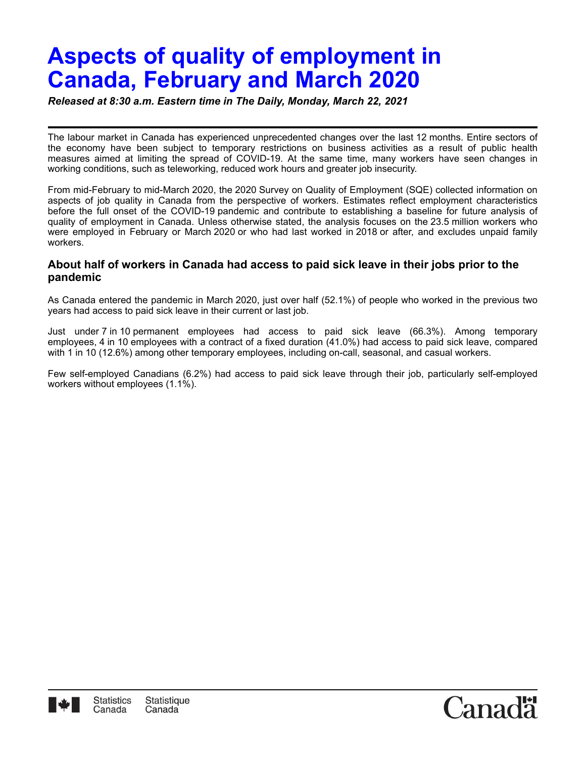# Aspects of quality of employment in Canada, February and March 2020

***Released at 8:30 a.m. Eastern time in The Daily, Monday, March 22, 2021***

The labour market in Canada has experienced unprecedented changes over the last 12 months. Entire sectors of the economy have been subject to temporary restrictions on business activities as a result of public health measures aimed at limiting the spread of COVID-19. At the same time, many workers have seen changes in working conditions, such as teleworking, reduced work hours and greater job insecurity.

From mid-February to mid-March 2020, the 2020 Survey on Quality of Employment (SQE) collected information on aspects of job quality in Canada from the perspective of workers. Estimates reflect employment characteristics before the full onset of the COVID-19 pandemic and contribute to establishing a baseline for future analysis of quality of employment in Canada. Unless otherwise stated, the analysis focuses on the 23.5 million workers who were employed in February or March 2020 or who had last worked in 2018 or after, and excludes unpaid family workers.

### About half of workers in Canada had access to paid sick leave in their jobs prior to the pandemic

As Canada entered the pandemic in March 2020, just over half (52.1%) of people who worked in the previous two years had access to paid sick leave in their current or last job.

Just under 7 in 10 permanent employees had access to paid sick leave (66.3%). Among temporary employees, 4 in 10 employees with a contract of a fixed duration (41.0%) had access to paid sick leave, compared with 1 in 10 (12.6%) among other temporary employees, including on-call, seasonal, and casual workers.

Few self-employed Canadians (6.2%) had access to paid sick leave through their job, particularly self-employed workers without employees (1.1%).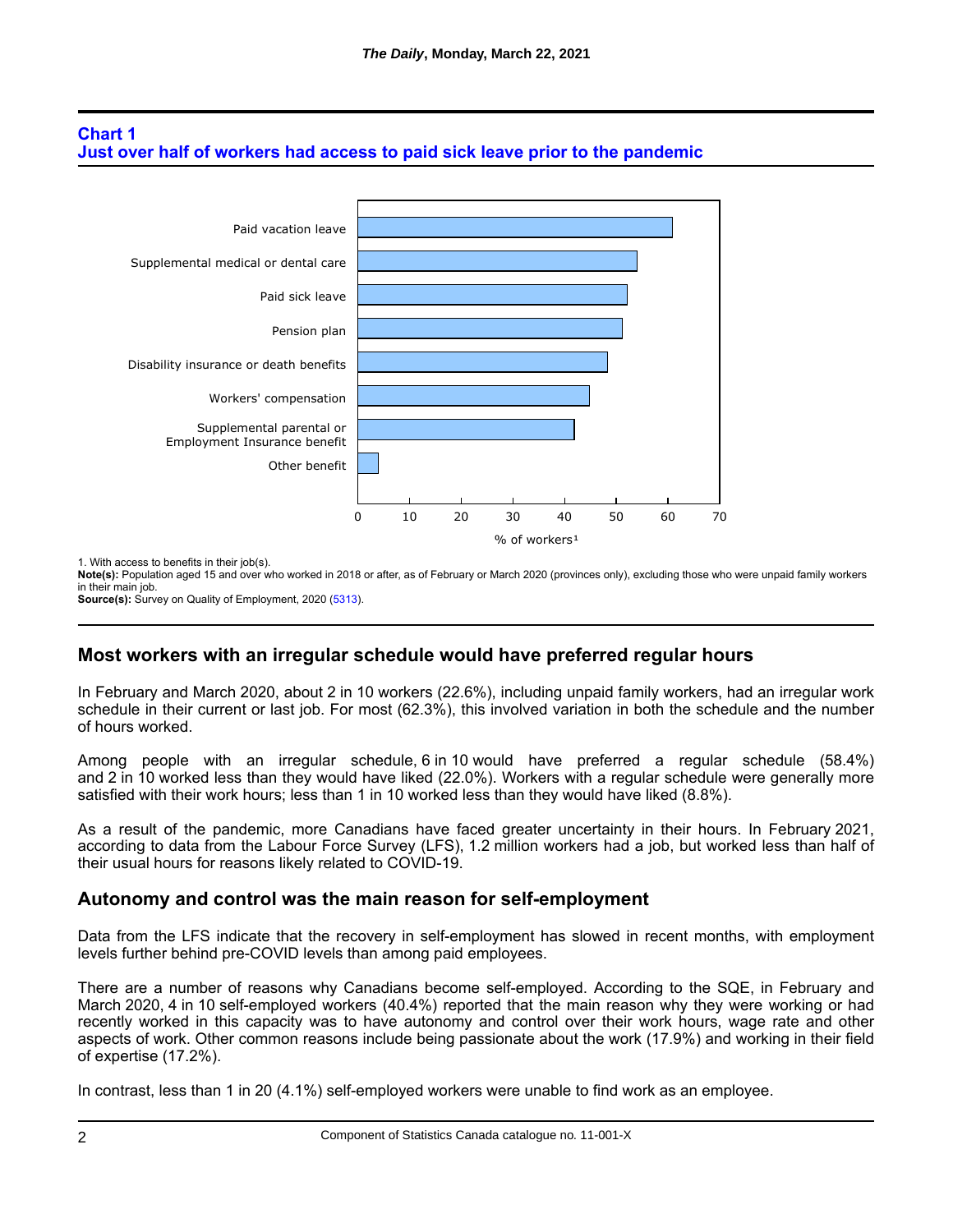**Chart 1**
**Just over half of workers had access to paid sick leave prior to the pandemic**

1. With access to benefits in their job(s).

**Note(s):** Population aged 15 and over who worked in 2018 or after, as of February or March 2020 (provinces only), excluding those who were unpaid family workers in their main job.

**Source(s):** Survey on Quality of Employment, 2020 (5313).

## Most workers with an irregular schedule would have preferred regular hours

In February and March 2020, about 2 in 10 workers (22.6%), including unpaid family workers, had an irregular work schedule in their current or last job. For most (62.3%), this involved variation in both the schedule and the number of hours worked.

Among people with an irregular schedule, 6 in 10 would have preferred a regular schedule (58.4%) and 2 in 10 worked less than they would have liked (22.0%). Workers with a regular schedule were generally more satisfied with their work hours; less than 1 in 10 worked less than they would have liked (8.8%).

As a result of the pandemic, more Canadians have faced greater uncertainty in their hours. In February 2021, according to data from the Labour Force Survey (LFS), 1.2 million workers had a job, but worked less than half of their usual hours for reasons likely related to COVID-19.

## Autonomy and control was the main reason for self-employment

Data from the LFS indicate that the recovery in self-employment has slowed in recent months, with employment levels further behind pre-COVID levels than among paid employees.

There are a number of reasons why Canadians become self-employed. According to the SQE, in February and March 2020, 4 in 10 self-employed workers (40.4%) reported that the main reason why they were working or had recently worked in this capacity was to have autonomy and control over their work hours, wage rate and other aspects of work. Other common reasons include being passionate about the work (17.9%) and working in their field of expertise (17.2%).

In contrast, less than 1 in 20 (4.1%) self-employed workers were unable to find work as an employee.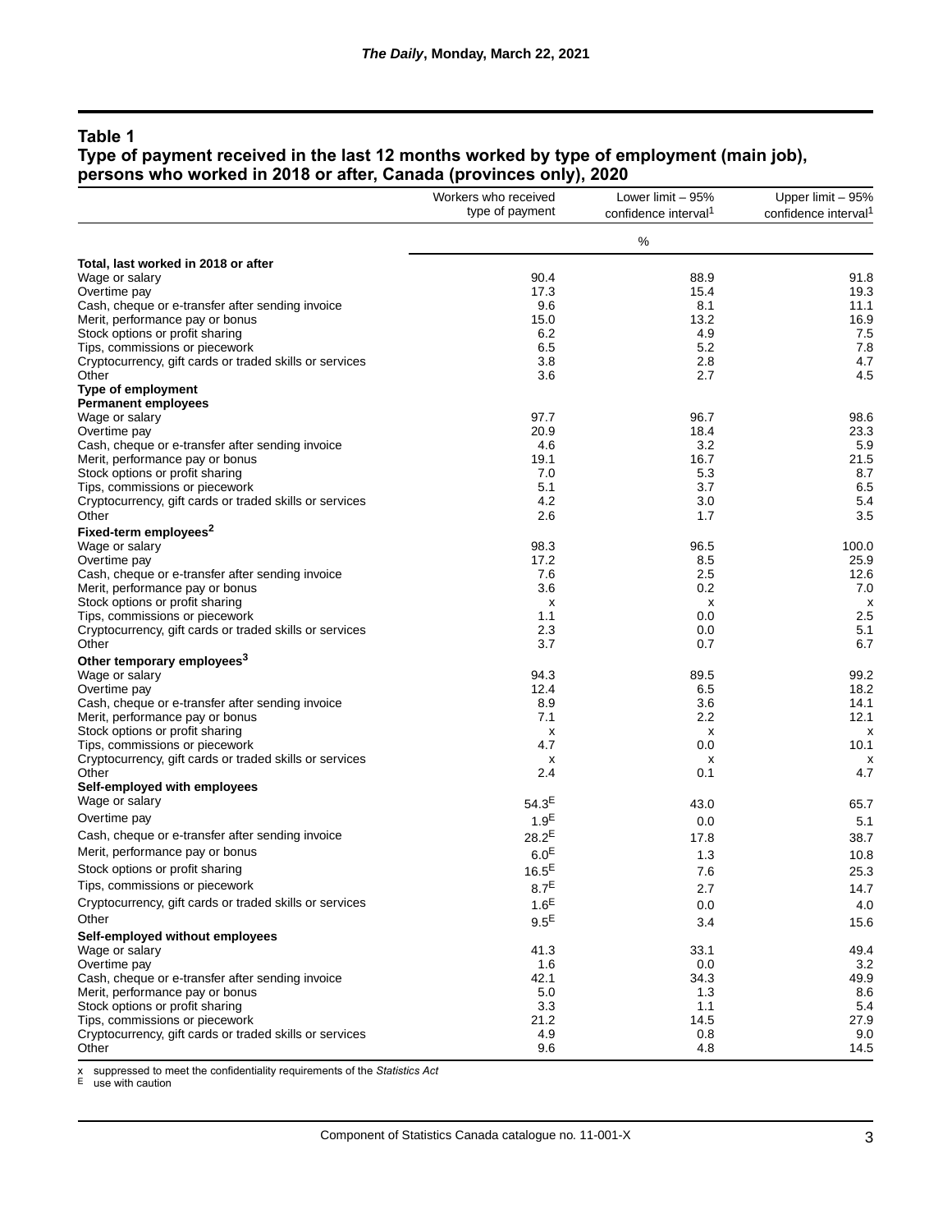## Table 1
## Type of payment received in the last 12 months worked by type of employment (main job), persons who worked in 2018 or after, Canada (provinces only), 2020

| | Workers who received type of payment | Lower limit – 95% confidence interval[1] | Upper limit – 95% confidence interval[1] |
|---|---|---|---|
| | % | | |
| **Total, last worked in 2018 or after** | | | |
| Wage or salary | 90.4 | 88.9 | 91.8 |
| Overtime pay | 17.3 | 15.4 | 19.3 |
| Cash, cheque or e-transfer after sending invoice | 9.6 | 8.1 | 11.1 |
| Merit, performance pay or bonus | 15.0 | 13.2 | 16.9 |
| Stock options or profit sharing | 6.2 | 4.9 | 7.5 |
| Tips, commissions or piecework | 6.5 | 5.2 | 7.8 |
| Cryptocurrency, gift cards or traded skills or services | 3.8 | 2.8 | 4.7 |
| Other | 3.6 | 2.7 | 4.5 |
| **Type of employment** | | | |
| **Permanent employees** | | | |
| Wage or salary | 97.7 | 96.7 | 98.6 |
| Overtime pay | 20.9 | 18.4 | 23.3 |
| Cash, cheque or e-transfer after sending invoice | 4.6 | 3.2 | 5.9 |
| Merit, performance pay or bonus | 19.1 | 16.7 | 21.5 |
| Stock options or profit sharing | 7.0 | 5.3 | 8.7 |
| Tips, commissions or piecework | 5.1 | 3.7 | 6.5 |
| Cryptocurrency, gift cards or traded skills or services | 4.2 | 3.0 | 5.4 |
| Other | 2.6 | 1.7 | 3.5 |
| **Fixed-term employees[2]** | | | |
| Wage or salary | 98.3 | 96.5 | 100.0 |
| Overtime pay | 17.2 | 8.5 | 25.9 |
| Cash, cheque or e-transfer after sending invoice | 7.6 | 2.5 | 12.6 |
| Merit, performance pay or bonus | 3.6 | 0.2 | 7.0 |
| Stock options or profit sharing | x | x | x |
| Tips, commissions or piecework | 1.1 | 0.0 | 2.5 |
| Cryptocurrency, gift cards or traded skills or services | 2.3 | 0.0 | 5.1 |
| Other | 3.7 | 0.7 | 6.7 |
| **Other temporary employees[3]** | | | |
| Wage or salary | 94.3 | 89.5 | 99.2 |
| Overtime pay | 12.4 | 6.5 | 18.2 |
| Cash, cheque or e-transfer after sending invoice | 8.9 | 3.6 | 14.1 |
| Merit, performance pay or bonus | 7.1 | 2.2 | 12.1 |
| Stock options or profit sharing | x | x | x |
| Tips, commissions or piecework | 4.7 | 0.0 | 10.1 |
| Cryptocurrency, gift cards or traded skills or services | x | x | x |
| Other | 2.4 | 0.1 | 4.7 |
| **Self-employed with employees** | | | |
| Wage or salary | 54.3 E | 43.0 | 65.7 |
| Overtime pay | 1.9 E | 0.0 | 5.1 |
| Cash, cheque or e-transfer after sending invoice | 28.2 E | 17.8 | 38.7 |
| Merit, performance pay or bonus | 6.0 E | 1.3 | 10.8 |
| Stock options or profit sharing | 16.5 E | 7.6 | 25.3 |
| Tips, commissions or piecework | 8.7 E | 2.7 | 14.7 |
| Cryptocurrency, gift cards or traded skills or services | 1.6 E | 0.0 | 4.0 |
| Other | 9.5 E | 3.4 | 15.6 |
| **Self-employed without employees** | | | |
| Wage or salary | 41.3 | 33.1 | 49.4 |
| Overtime pay | 1.6 | 0.0 | 3.2 |
| Cash, cheque or e-transfer after sending invoice | 42.1 | 34.3 | 49.9 |
| Merit, performance pay or bonus | 5.0 | 1.3 | 8.6 |
| Stock options or profit sharing | 3.3 | 1.1 | 5.4 |
| Tips, commissions or piecework | 21.2 | 14.5 | 27.9 |
| Cryptocurrency, gift cards or traded skills or services | 4.9 | 0.8 | 9.0 |
| Other | 9.6 | 4.8 | 14.5 |

x suppressed to meet the confidentiality requirements of the *Statistics Act*
E use with caution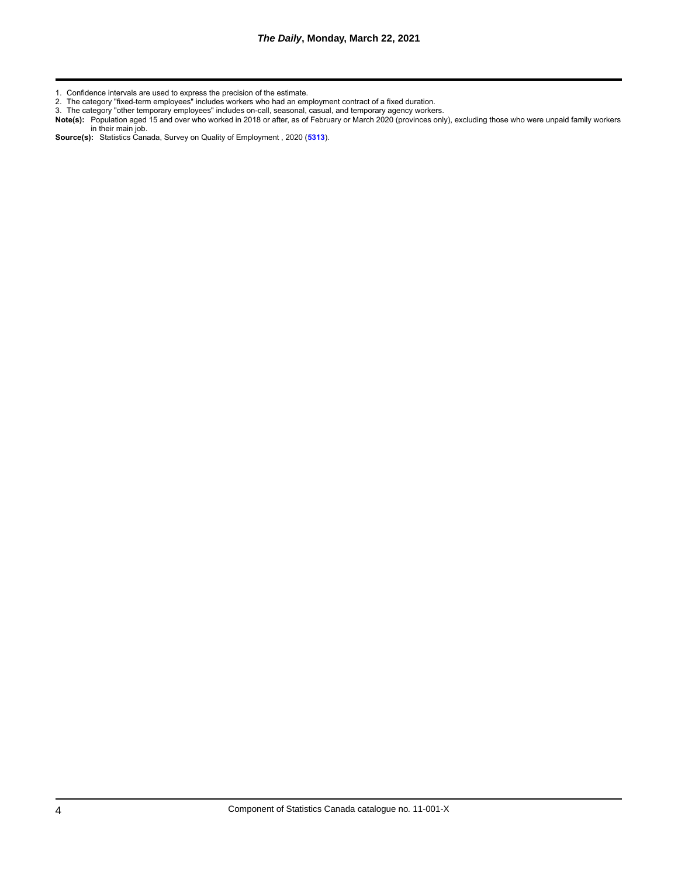1. Confidence intervals are used to express the precision of the estimate.
2. The category "fixed-term employees" includes workers who had an employment contract of a fixed duration.
3. The category "other temporary employees" includes on-call, seasonal, casual, and temporary agency workers.

**Note(s):** Population aged 15 and over who worked in 2018 or after, as of February or March 2020 (provinces only), excluding those who were unpaid family workers in their main job.

**Source(s):** Statistics Canada, Survey on Quality of Employment , 2020 (**5313**).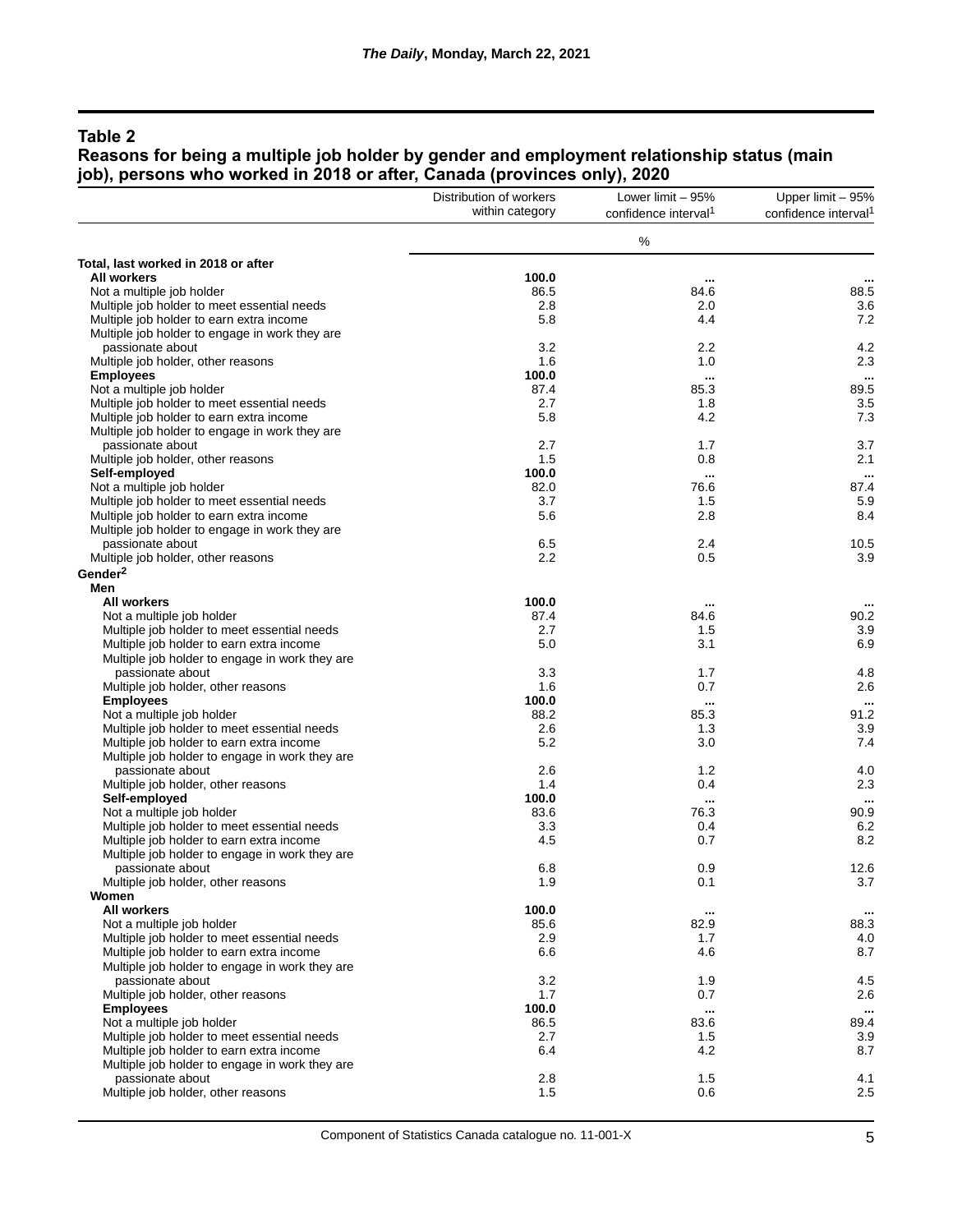## Table 2
### Reasons for being a multiple job holder by gender and employment relationship status (main job), persons who worked in 2018 or after, Canada (provinces only), 2020

| | Distribution of workers within category | Lower limit – 95% confidence interval[1] | Upper limit – 95% confidence interval[1] |
|---|---|---|---|
| | % | | |
| **Total, last worked in 2018 or after** | | | |
| **All workers** | **100.0** | ... | ... |
| Not a multiple job holder | 86.5 | 84.6 | 88.5 |
| Multiple job holder to meet essential needs | 2.8 | 2.0 | 3.6 |
| Multiple job holder to earn extra income | 5.8 | 4.4 | 7.2 |
| Multiple job holder to engage in work they are passionate about | 3.2 | 2.2 | 4.2 |
| Multiple job holder, other reasons | 1.6 | 1.0 | 2.3 |
| **Employees** | **100.0** | ... | ... |
| Not a multiple job holder | 87.4 | 85.3 | 89.5 |
| Multiple job holder to meet essential needs | 2.7 | 1.8 | 3.5 |
| Multiple job holder to earn extra income | 5.8 | 4.2 | 7.3 |
| Multiple job holder to engage in work they are passionate about | 2.7 | 1.7 | 3.7 |
| Multiple job holder, other reasons | 1.5 | 0.8 | 2.1 |
| **Self-employed** | **100.0** | ... | ... |
| Not a multiple job holder | 82.0 | 76.6 | 87.4 |
| Multiple job holder to meet essential needs | 3.7 | 1.5 | 5.9 |
| Multiple job holder to earn extra income | 5.6 | 2.8 | 8.4 |
| Multiple job holder to engage in work they are passionate about | 6.5 | 2.4 | 10.5 |
| Multiple job holder, other reasons | 2.2 | 0.5 | 3.9 |
| **Gender[2]** | | | |
| **Men** | | | |
| **All workers** | **100.0** | ... | ... |
| Not a multiple job holder | 87.4 | 84.6 | 90.2 |
| Multiple job holder to meet essential needs | 2.7 | 1.5 | 3.9 |
| Multiple job holder to earn extra income | 5.0 | 3.1 | 6.9 |
| Multiple job holder to engage in work they are passionate about | 3.3 | 1.7 | 4.8 |
| Multiple job holder, other reasons | 1.6 | 0.7 | 2.6 |
| **Employees** | **100.0** | ... | ... |
| Not a multiple job holder | 88.2 | 85.3 | 91.2 |
| Multiple job holder to meet essential needs | 2.6 | 1.3 | 3.9 |
| Multiple job holder to earn extra income | 5.2 | 3.0 | 7.4 |
| Multiple job holder to engage in work they are passionate about | 2.6 | 1.2 | 4.0 |
| Multiple job holder, other reasons | 1.4 | 0.4 | 2.3 |
| **Self-employed** | **100.0** | ... | ... |
| Not a multiple job holder | 83.6 | 76.3 | 90.9 |
| Multiple job holder to meet essential needs | 3.3 | 0.4 | 6.2 |
| Multiple job holder to earn extra income | 4.5 | 0.7 | 8.2 |
| Multiple job holder to engage in work they are passionate about | 6.8 | 0.9 | 12.6 |
| Multiple job holder, other reasons | 1.9 | 0.1 | 3.7 |
| **Women** | | | |
| **All workers** | **100.0** | ... | ... |
| Not a multiple job holder | 85.6 | 82.9 | 88.3 |
| Multiple job holder to meet essential needs | 2.9 | 1.7 | 4.0 |
| Multiple job holder to earn extra income | 6.6 | 4.6 | 8.7 |
| Multiple job holder to engage in work they are passionate about | 3.2 | 1.9 | 4.5 |
| Multiple job holder, other reasons | 1.7 | 0.7 | 2.6 |
| **Employees** | **100.0** | ... | ... |
| Not a multiple job holder | 86.5 | 83.6 | 89.4 |
| Multiple job holder to meet essential needs | 2.7 | 1.5 | 3.9 |
| Multiple job holder to earn extra income | 6.4 | 4.2 | 8.7 |
| Multiple job holder to engage in work they are passionate about | 2.8 | 1.5 | 4.1 |
| Multiple job holder, other reasons | 1.5 | 0.6 | 2.5 |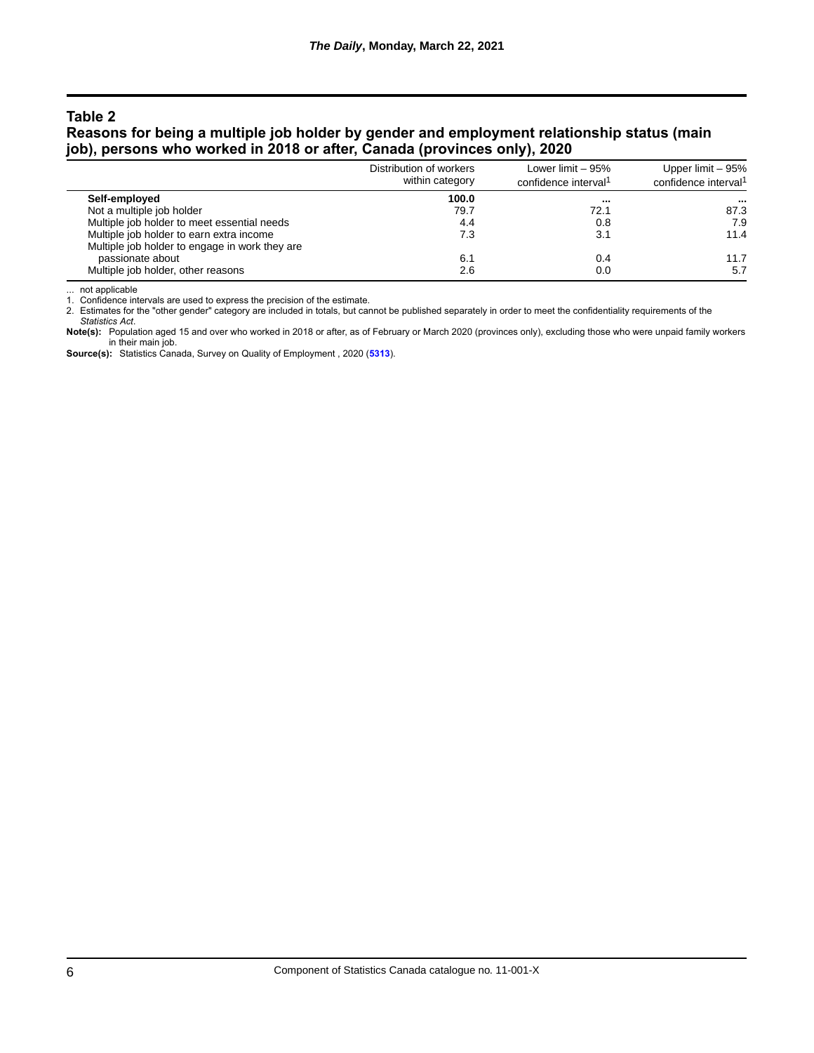## Table 2
## Reasons for being a multiple job holder by gender and employment relationship status (main job), persons who worked in 2018 or after, Canada (provinces only), 2020

| | Distribution of workers within category | Lower limit – 95% confidence interval[1] | Upper limit – 95% confidence interval[1] |
|---|---|---|---|
| **Self-employed** | **100.0** | **...** | **...** |
| Not a multiple job holder | 79.7 | 72.1 | 87.3 |
| Multiple job holder to meet essential needs | 4.4 | 0.8 | 7.9 |
| Multiple job holder to earn extra income | 7.3 | 3.1 | 11.4 |
| Multiple job holder to engage in work they are passionate about | 6.1 | 0.4 | 11.7 |
| Multiple job holder, other reasons | 2.6 | 0.0 | 5.7 |

... not applicable

1. Confidence intervals are used to express the precision of the estimate.
2. Estimates for the "other gender" category are included in totals, but cannot be published separately in order to meet the confidentiality requirements of the *Statistics Act*.

**Note(s):** Population aged 15 and over who worked in 2018 or after, as of February or March 2020 (provinces only), excluding those who were unpaid family workers in their main job.

**Source(s):** Statistics Canada, Survey on Quality of Employment , 2020 (**5313**).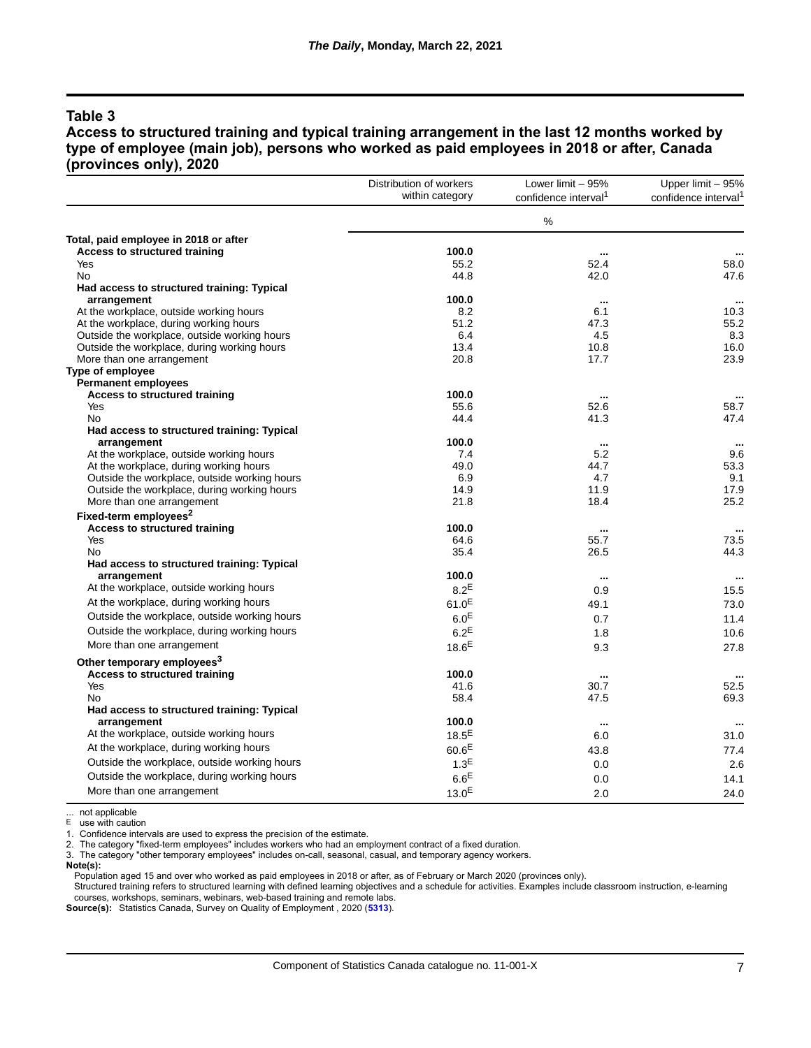## Table 3

### Access to structured training and typical training arrangement in the last 12 months worked by type of employee (main job), persons who worked as paid employees in 2018 or after, Canada (provinces only), 2020

| | Distribution of workers within category | Lower limit – 95% confidence interval[1] | Upper limit – 95% confidence interval[1] |
|---|---|---|---|
| | % | | |
| **Total, paid employee in 2018 or after** | | | |
| **Access to structured training** | **100.0** | ... | ... |
| Yes | 55.2 | 52.4 | 58.0 |
| No | 44.8 | 42.0 | 47.6 |
| **Had access to structured training: Typical arrangement** | **100.0** | ... | ... |
| At the workplace, outside working hours | 8.2 | 6.1 | 10.3 |
| At the workplace, during working hours | 51.2 | 47.3 | 55.2 |
| Outside the workplace, outside working hours | 6.4 | 4.5 | 8.3 |
| Outside the workplace, during working hours | 13.4 | 10.8 | 16.0 |
| More than one arrangement | 20.8 | 17.7 | 23.9 |
| **Type of employee** | | | |
| **Permanent employees** | | | |
| **Access to structured training** | **100.0** | ... | ... |
| Yes | 55.6 | 52.6 | 58.7 |
| No | 44.4 | 41.3 | 47.4 |
| **Had access to structured training: Typical arrangement** | **100.0** | ... | ... |
| At the workplace, outside working hours | 7.4 | 5.2 | 9.6 |
| At the workplace, during working hours | 49.0 | 44.7 | 53.3 |
| Outside the workplace, outside working hours | 6.9 | 4.7 | 9.1 |
| Outside the workplace, during working hours | 14.9 | 11.9 | 17.9 |
| More than one arrangement | 21.8 | 18.4 | 25.2 |
| **Fixed-term employees[2]** | | | |
| **Access to structured training** | **100.0** | ... | ... |
| Yes | 64.6 | 55.7 | 73.5 |
| No | 35.4 | 26.5 | 44.3 |
| **Had access to structured training: Typical arrangement** | **100.0** | ... | ... |
| At the workplace, outside working hours | 8.2[E] | 0.9 | 15.5 |
| At the workplace, during working hours | 61.0[E] | 49.1 | 73.0 |
| Outside the workplace, outside working hours | 6.0[E] | 0.7 | 11.4 |
| Outside the workplace, during working hours | 6.2[E] | 1.8 | 10.6 |
| More than one arrangement | 18.6[E] | 9.3 | 27.8 |
| **Other temporary employees[3]** | | | |
| **Access to structured training** | **100.0** | ... | ... |
| Yes | 41.6 | 30.7 | 52.5 |
| No | 58.4 | 47.5 | 69.3 |
| **Had access to structured training: Typical arrangement** | **100.0** | ... | ... |
| At the workplace, outside working hours | 18.5[E] | 6.0 | 31.0 |
| At the workplace, during working hours | 60.6[E] | 43.8 | 77.4 |
| Outside the workplace, outside working hours | 1.3[E] | 0.0 | 2.6 |
| Outside the workplace, during working hours | 6.6[E] | 0.0 | 14.1 |
| More than one arrangement | 13.0[E] | 2.0 | 24.0 |

... not applicable
E use with caution

1. Confidence intervals are used to express the precision of the estimate.
2. The category "fixed-term employees" includes workers who had an employment contract of a fixed duration.
3. The category "other temporary employees" includes on-call, seasonal, casual, and temporary agency workers.

**Note(s):**
Population aged 15 and over who worked as paid employees in 2018 or after, as of February or March 2020 (provinces only).
Structured training refers to structured learning with defined learning objectives and a schedule for activities. Examples include classroom instruction, e-learning courses, workshops, seminars, webinars, web-based training and remote labs.

**Source(s):** Statistics Canada, Survey on Quality of Employment , 2020 (**5313**).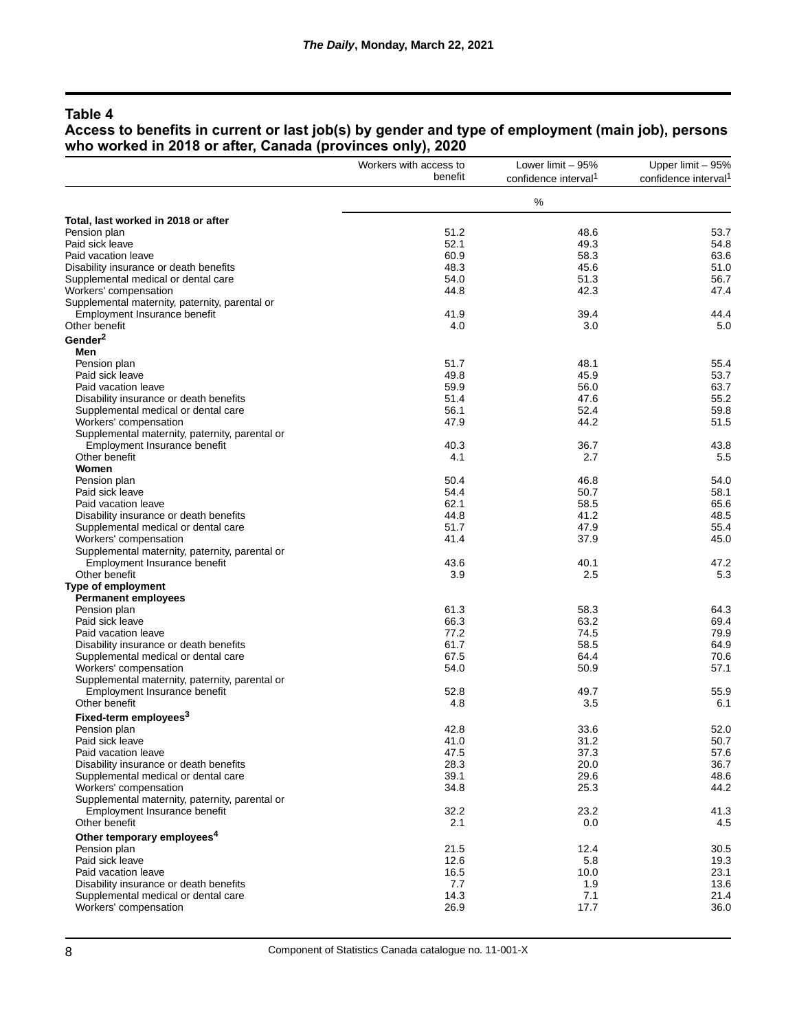## Table 4

**Access to benefits in current or last job(s) by gender and type of employment (main job), persons who worked in 2018 or after, Canada (provinces only), 2020**

| | Workers with access to benefit | Lower limit – 95% confidence interval[1] | Upper limit – 95% confidence interval[1] |
|---|---|---|---|
| | % | | |
| **Total, last worked in 2018 or after** | | | |
| Pension plan | 51.2 | 48.6 | 53.7 |
| Paid sick leave | 52.1 | 49.3 | 54.8 |
| Paid vacation leave | 60.9 | 58.3 | 63.6 |
| Disability insurance or death benefits | 48.3 | 45.6 | 51.0 |
| Supplemental medical or dental care | 54.0 | 51.3 | 56.7 |
| Workers' compensation | 44.8 | 42.3 | 47.4 |
| Supplemental maternity, paternity, parental or Employment Insurance benefit | 41.9 | 39.4 | 44.4 |
| Other benefit | 4.0 | 3.0 | 5.0 |
| **Gender[2]** | | | |
| **Men** | | | |
| Pension plan | 51.7 | 48.1 | 55.4 |
| Paid sick leave | 49.8 | 45.9 | 53.7 |
| Paid vacation leave | 59.9 | 56.0 | 63.7 |
| Disability insurance or death benefits | 51.4 | 47.6 | 55.2 |
| Supplemental medical or dental care | 56.1 | 52.4 | 59.8 |
| Workers' compensation | 47.9 | 44.2 | 51.5 |
| Supplemental maternity, paternity, parental or Employment Insurance benefit | 40.3 | 36.7 | 43.8 |
| Other benefit | 4.1 | 2.7 | 5.5 |
| **Women** | | | |
| Pension plan | 50.4 | 46.8 | 54.0 |
| Paid sick leave | 54.4 | 50.7 | 58.1 |
| Paid vacation leave | 62.1 | 58.5 | 65.6 |
| Disability insurance or death benefits | 44.8 | 41.2 | 48.5 |
| Supplemental medical or dental care | 51.7 | 47.9 | 55.4 |
| Workers' compensation | 41.4 | 37.9 | 45.0 |
| Supplemental maternity, paternity, parental or Employment Insurance benefit | 43.6 | 40.1 | 47.2 |
| Other benefit | 3.9 | 2.5 | 5.3 |
| **Type of employment** | | | |
| **Permanent employees** | | | |
| Pension plan | 61.3 | 58.3 | 64.3 |
| Paid sick leave | 66.3 | 63.2 | 69.4 |
| Paid vacation leave | 77.2 | 74.5 | 79.9 |
| Disability insurance or death benefits | 61.7 | 58.5 | 64.9 |
| Supplemental medical or dental care | 67.5 | 64.4 | 70.6 |
| Workers' compensation | 54.0 | 50.9 | 57.1 |
| Supplemental maternity, paternity, parental or Employment Insurance benefit | 52.8 | 49.7 | 55.9 |
| Other benefit | 4.8 | 3.5 | 6.1 |
| **Fixed-term employees[3]** | | | |
| Pension plan | 42.8 | 33.6 | 52.0 |
| Paid sick leave | 41.0 | 31.2 | 50.7 |
| Paid vacation leave | 47.5 | 37.3 | 57.6 |
| Disability insurance or death benefits | 28.3 | 20.0 | 36.7 |
| Supplemental medical or dental care | 39.1 | 29.6 | 48.6 |
| Workers' compensation | 34.8 | 25.3 | 44.2 |
| Supplemental maternity, paternity, parental or Employment Insurance benefit | 32.2 | 23.2 | 41.3 |
| Other benefit | 2.1 | 0.0 | 4.5 |
| **Other temporary employees[4]** | | | |
| Pension plan | 21.5 | 12.4 | 30.5 |
| Paid sick leave | 12.6 | 5.8 | 19.3 |
| Paid vacation leave | 16.5 | 10.0 | 23.1 |
| Disability insurance or death benefits | 7.7 | 1.9 | 13.6 |
| Supplemental medical or dental care | 14.3 | 7.1 | 21.4 |
| Workers' compensation | 26.9 | 17.7 | 36.0 |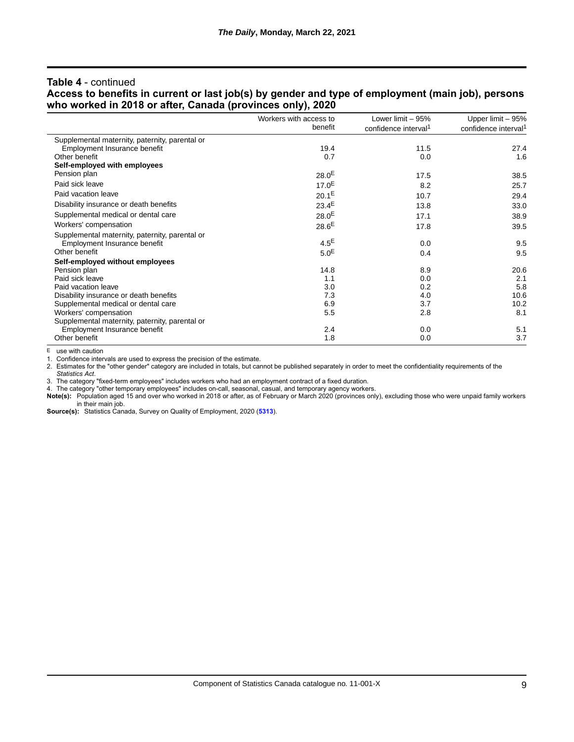**Table 4** - continued

**Access to benefits in current or last job(s) by gender and type of employment (main job), persons who worked in 2018 or after, Canada (provinces only), 2020**

| | Workers with access to benefit | Lower limit – 95% confidence interval[1] | Upper limit – 95% confidence interval[1] |
|---|---|---|---|
| Supplemental maternity, paternity, parental or Employment Insurance benefit | 19.4 | 11.5 | 27.4 |
| Other benefit | 0.7 | 0.0 | 1.6 |
| **Self-employed with employees** | | | |
| Pension plan | 28.0[E] | 17.5 | 38.5 |
| Paid sick leave | 17.0[E] | 8.2 | 25.7 |
| Paid vacation leave | 20.1[E] | 10.7 | 29.4 |
| Disability insurance or death benefits | 23.4[E] | 13.8 | 33.0 |
| Supplemental medical or dental care | 28.0[E] | 17.1 | 38.9 |
| Workers' compensation | 28.6[E] | 17.8 | 39.5 |
| Supplemental maternity, paternity, parental or Employment Insurance benefit | 4.5[E] | 0.0 | 9.5 |
| Other benefit | 5.0[E] | 0.4 | 9.5 |
| **Self-employed without employees** | | | |
| Pension plan | 14.8 | 8.9 | 20.6 |
| Paid sick leave | 1.1 | 0.0 | 2.1 |
| Paid vacation leave | 3.0 | 0.2 | 5.8 |
| Disability insurance or death benefits | 7.3 | 4.0 | 10.6 |
| Supplemental medical or dental care | 6.9 | 3.7 | 10.2 |
| Workers' compensation | 5.5 | 2.8 | 8.1 |
| Supplemental maternity, paternity, parental or Employment Insurance benefit | 2.4 | 0.0 | 5.1 |
| Other benefit | 1.8 | 0.0 | 3.7 |

E use with caution

1. Confidence intervals are used to express the precision of the estimate.
2. Estimates for the "other gender" category are included in totals, but cannot be published separately in order to meet the confidentiality requirements of the *Statistics Act*.
3. The category "fixed-term employees" includes workers who had an employment contract of a fixed duration.
4. The category "other temporary employees" includes on-call, seasonal, casual, and temporary agency workers.

**Note(s):** Population aged 15 and over who worked in 2018 or after, as of February or March 2020 (provinces only), excluding those who were unpaid family workers in their main job.

**Source(s):** Statistics Canada, Survey on Quality of Employment, 2020 (**5313**).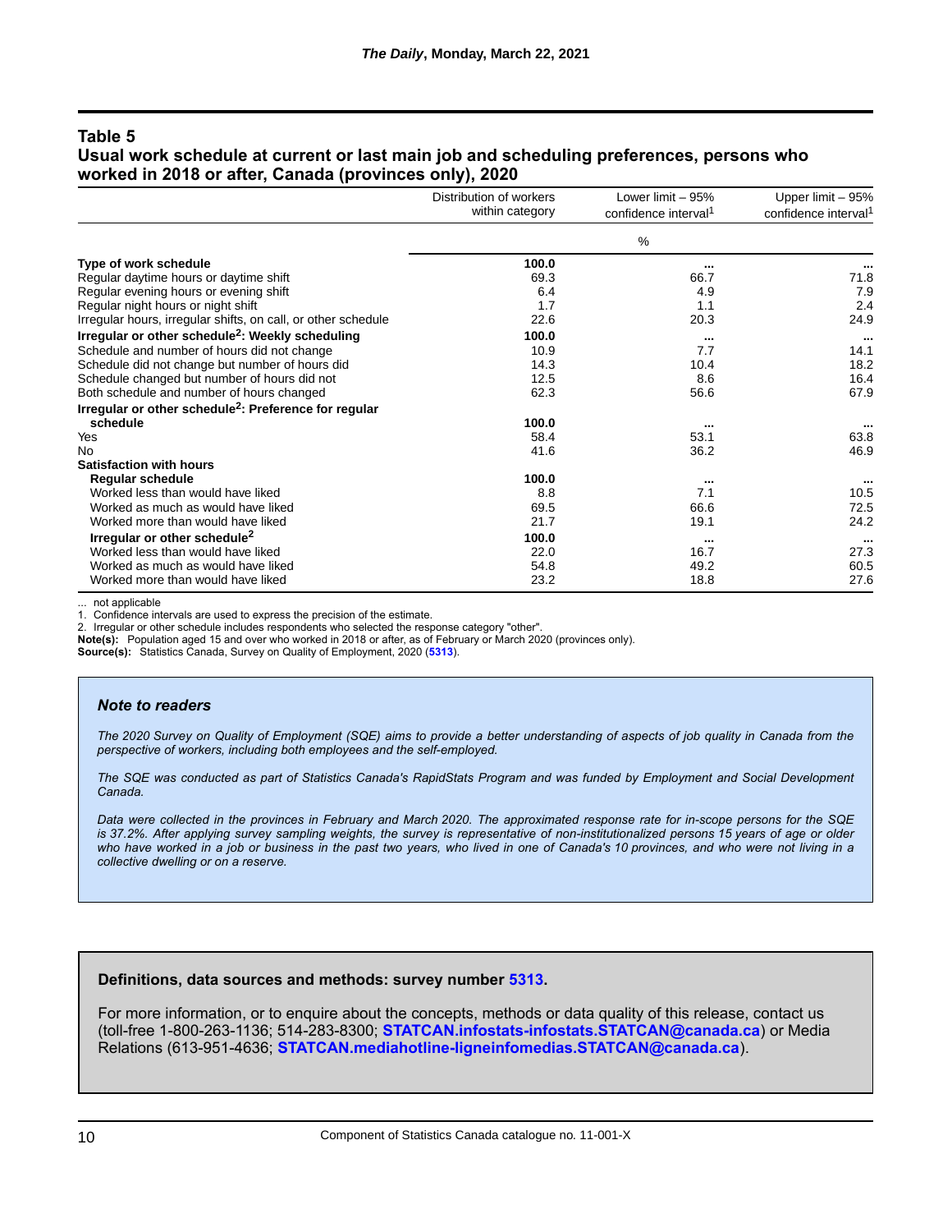## Table 5
## Usual work schedule at current or last main job and scheduling preferences, persons who worked in 2018 or after, Canada (provinces only), 2020

| | Distribution of workers within category | Lower limit – 95% confidence interval[1] | Upper limit – 95% confidence interval[1] |
|---|---|---|---|
| | | % | |
| **Type of work schedule** | **100.0** | ... | ... |
| Regular daytime hours or daytime shift | 69.3 | 66.7 | 71.8 |
| Regular evening hours or evening shift | 6.4 | 4.9 | 7.9 |
| Regular night hours or night shift | 1.7 | 1.1 | 2.4 |
| Irregular hours, irregular shifts, on call, or other schedule | 22.6 | 20.3 | 24.9 |
| **Irregular or other schedule[2]: Weekly scheduling** | **100.0** | ... | ... |
| Schedule and number of hours did not change | 10.9 | 7.7 | 14.1 |
| Schedule did not change but number of hours did | 14.3 | 10.4 | 18.2 |
| Schedule changed but number of hours did not | 12.5 | 8.6 | 16.4 |
| Both schedule and number of hours changed | 62.3 | 56.6 | 67.9 |
| **Irregular or other schedule[2]: Preference for regular schedule** | **100.0** | ... | ... |
| Yes | 58.4 | 53.1 | 63.8 |
| No | 41.6 | 36.2 | 46.9 |
| **Satisfaction with hours** | | | |
| **Regular schedule** | **100.0** | ... | ... |
| Worked less than would have liked | 8.8 | 7.1 | 10.5 |
| Worked as much as would have liked | 69.5 | 66.6 | 72.5 |
| Worked more than would have liked | 21.7 | 19.1 | 24.2 |
| **Irregular or other schedule[2]** | **100.0** | ... | ... |
| Worked less than would have liked | 22.0 | 16.7 | 27.3 |
| Worked as much as would have liked | 54.8 | 49.2 | 60.5 |
| Worked more than would have liked | 23.2 | 18.8 | 27.6 |

... not applicable
1. Confidence intervals are used to express the precision of the estimate.
2. Irregular or other schedule includes respondents who selected the response category "other".
**Note(s):** Population aged 15 and over who worked in 2018 or after, as of February or March 2020 (provinces only).
**Source(s):** Statistics Canada, Survey on Quality of Employment, 2020 (5313).

### *Note to readers*

*The 2020 Survey on Quality of Employment (SQE) aims to provide a better understanding of aspects of job quality in Canada from the perspective of workers, including both employees and the self-employed.*

*The SQE was conducted as part of Statistics Canada's RapidStats Program and was funded by Employment and Social Development Canada.*

*Data were collected in the provinces in February and March 2020. The approximated response rate for in-scope persons for the SQE is 37.2%. After applying survey sampling weights, the survey is representative of non-institutionalized persons 15 years of age or older who have worked in a job or business in the past two years, who lived in one of Canada's 10 provinces, and who were not living in a collective dwelling or on a reserve.*

**Definitions, data sources and methods: survey number 5313.**

For more information, or to enquire about the concepts, methods or data quality of this release, contact us (toll-free 1-800-263-1136; 514-283-8300; **STATCAN.infostats-infostats.STATCAN@canada.ca**) or Media Relations (613-951-4636; **STATCAN.mediahotline-ligneinfomedias.STATCAN@canada.ca**).